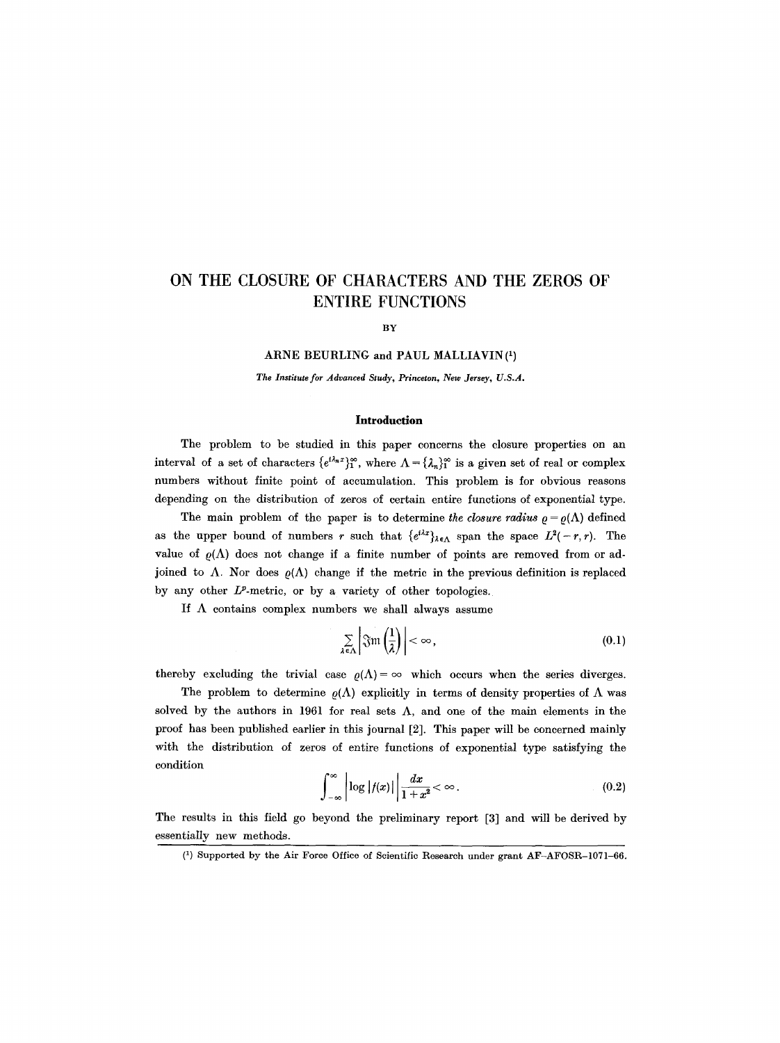# ON THE CLOSURE OF CHARACTERS AND THE ZEROS OF ENTIRE FUNCTIONS

BY

ARNE BEURLING and PAUL MALLIAVIN (1)

*The Institute for Advanced Study, Princeton, New Jersey, U.S.A.*

## Introduction

The problem to be studied in this paper concerns the closure properties on an interval of a set of characters $\{e^{i\lambda_n x}\}_1^\infty$, where $\Lambda = \{\lambda_n\}_1^\infty$ is a given set of real or complex numbers without finite point of accumulation. This problem is for obvious reasons depending on the distribution of zeros of certain entire functions of exponential type.

The main problem of the paper is to determine *the closure radius* $\varrho = \varrho(\Lambda)$ defined as the upper bound of numbers $r$ such that $\{e^{i\lambda x}\}_{\lambda \in \Lambda}$ span the space $L^2(-r, r)$. The value of $\varrho(\Lambda)$ does not change if a finite number of points are removed from or adjoined to $\Lambda$. Nor does $\varrho(\Lambda)$ change if the metric in the previous definition is replaced by any other $L^p$-metric, or by a variety of other topologies.

If $\Lambda$ contains complex numbers we shall always assume

$$\sum_{\lambda \in \Lambda} \left| \Im m \left( \frac{1}{\lambda} \right) \right| < \infty, \tag{0.1}$$

thereby excluding the trivial case $\varrho(\Lambda) = \infty$ which occurs when the series diverges.

The problem to determine $\varrho(\Lambda)$ explicitly in terms of density properties of $\Lambda$ was solved by the authors in 1961 for real sets $\Lambda$, and one of the main elements in the proof has been published earlier in this journal [2]. This paper will be concerned mainly with the distribution of zeros of entire functions of exponential type satisfying the condition

$$\int_{-\infty}^{\infty} \left| \log |f(x)| \right| \frac{dx}{1+x^2} < \infty. \tag{0.2}$$

The results in this field go beyond the preliminary report [3] and will be derived by essentially new methods.

(1) Supported by the Air Force Office of Scientific Research under grant AF–AFOSR–1071–66.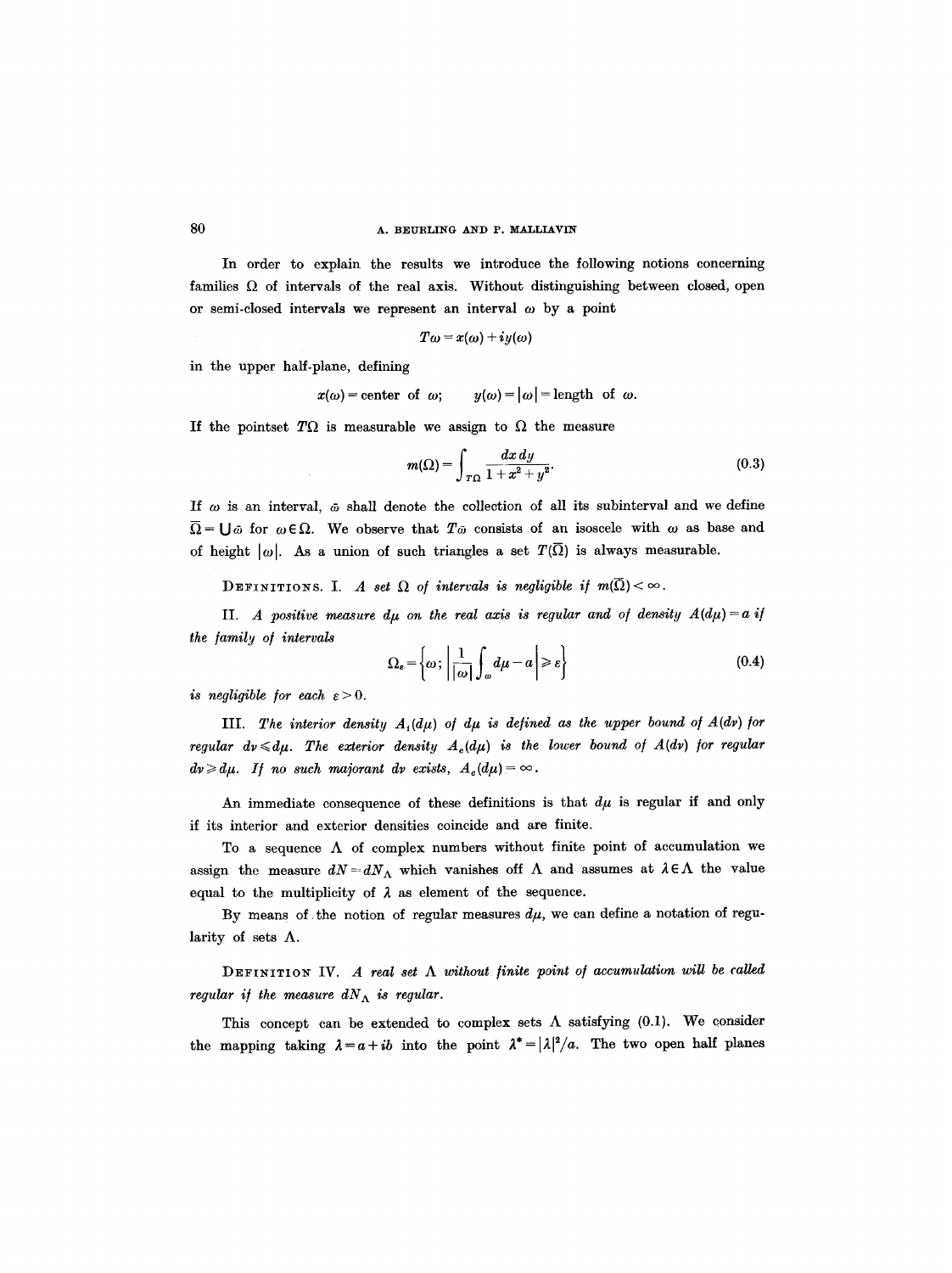In order to explain the results we introduce the following notions concerning families $\Omega$ of intervals of the real axis. Without distinguishing between closed, open or semi-closed intervals we represent an interval $\omega$ by a point

$$T\omega = x(\omega) + iy(\omega)$$

in the upper half-plane, defining

$$x(\omega) = \text{center of } \omega; \qquad y(\omega) = |\omega| = \text{length of } \omega.$$

If the pointset $T\Omega$ is measurable we assign to $\Omega$ the measure

$$m(\Omega) = \int_{T\Omega} \frac{dx\,dy}{1 + x^2 + y^2}. \tag{0.3}$$

If $\omega$ is an interval, $\bar{\omega}$ shall denote the collection of all its subinterval and we define $\bar{\Omega} = \bigcup \bar{\omega}$ for $\omega \in \Omega$. We observe that $T\bar{\omega}$ consists of an isoscele with $\omega$ as base and of height $|\omega|$. As a union of such triangles a set $T(\bar{\Omega})$ is always measurable.

DEFINITIONS. I. *A set $\Omega$ of intervals is negligible if $m(\bar{\Omega}) < \infty$.*

II. *A positive measure $d\mu$ on the real axis is regular and of density $A(d\mu) = a$ if the family of intervals*

$$\Omega_\varepsilon = \left\{\omega;\ \left|\frac{1}{|\omega|}\int_\omega d\mu - a\right| \geqslant \varepsilon\right\} \tag{0.4}$$

*is negligible for each $\varepsilon > 0$.*

III. *The interior density $A_i(d\mu)$ of $d\mu$ is defined as the upper bound of $A(d\nu)$ for regular $d\nu \leqslant d\mu$. The exterior density $A_e(d\mu)$ is the lower bound of $A(d\nu)$ for regular $d\nu \geqslant d\mu$. If no such majorant $d\nu$ exists, $A_e(d\mu) = \infty$.*

An immediate consequence of these definitions is that $d\mu$ is regular if and only if its interior and exterior densities coincide and are finite.

To a sequence $\Lambda$ of complex numbers without finite point of accumulation we assign the measure $dN = dN_\Lambda$ which vanishes off $\Lambda$ and assumes at $\lambda \in \Lambda$ the value equal to the multiplicity of $\lambda$ as element of the sequence.

By means of the notion of regular measures $d\mu$, we can define a notation of regularity of sets $\Lambda$.

DEFINITION IV. *A real set $\Lambda$ without finite point of accumulation will be called regular if the measure $dN_\Lambda$ is regular.*

This concept can be extended to complex sets $\Lambda$ satisfying (0.1). We consider the mapping taking $\lambda = a + ib$ into the point $\lambda^* = |\lambda|^2/a$. The two open half planes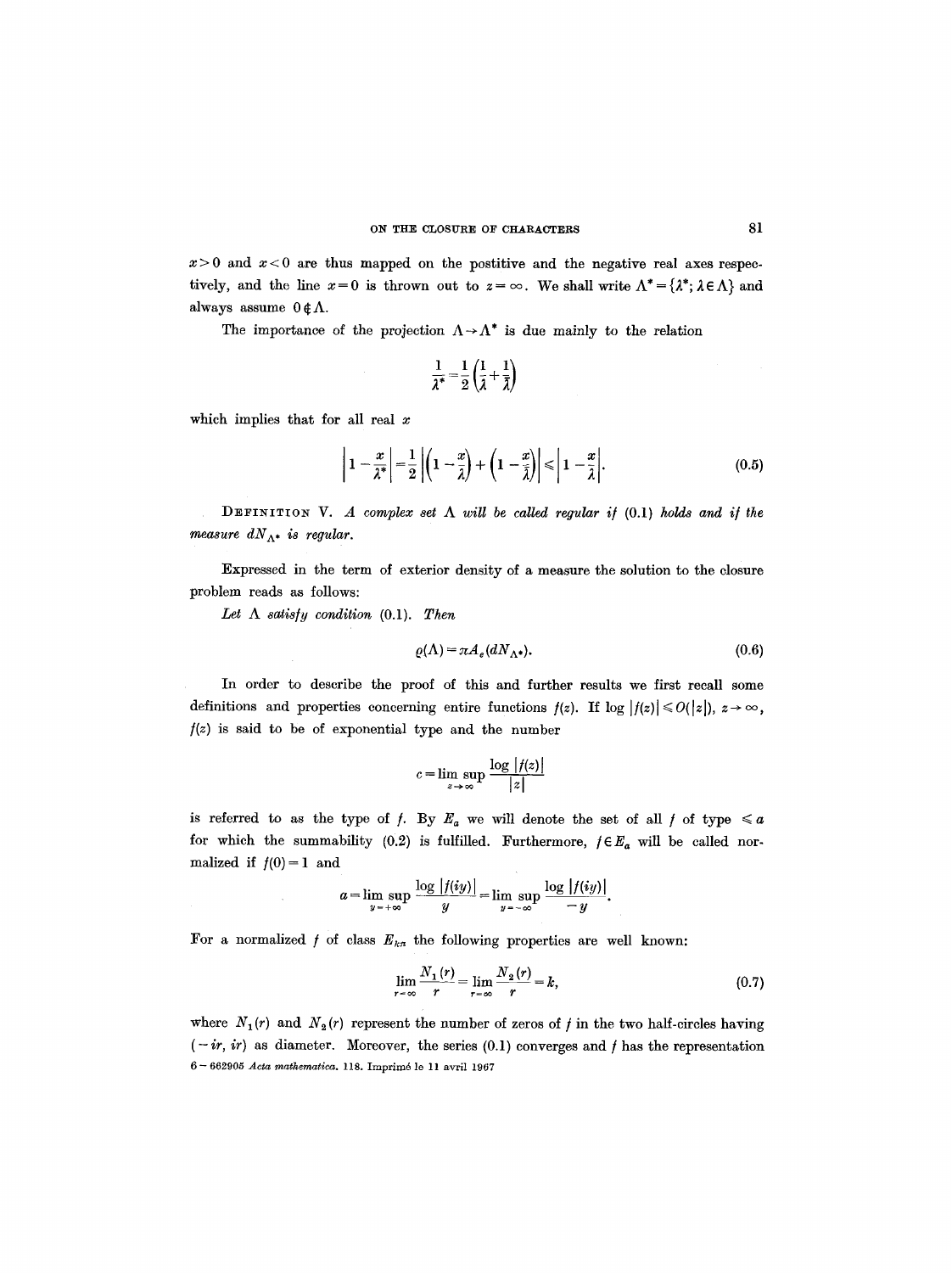$x>0$ and $x<0$ are thus mapped on the postitive and the negative real axes respectively, and the line $x=0$ is thrown out to $z=\infty$. We shall write $\Lambda^*=\{\lambda^*;\lambda\in\Lambda\}$ and always assume $0\notin\Lambda$.

The importance of the projection $\Lambda\to\Lambda^*$ is due mainly to the relation

$$\frac{1}{\lambda^*}=\frac{1}{2}\left(\frac{1}{\lambda}+\frac{1}{\bar{\lambda}}\right)$$

which implies that for all real $x$

$$\left|1-\frac{x}{\lambda^*}\right|=\frac{1}{2}\left|\left(1-\frac{x}{\lambda}\right)+\left(1-\frac{x}{\bar{\lambda}}\right)\right|\leqslant\left|1-\frac{x}{\lambda}\right|. \tag{0.5}$$

DEFINITION V. *A complex set $\Lambda$ will be called regular if* (0.1) *holds and if the measure $dN_{\Lambda^*}$ is regular.*

Expressed in the term of exterior density of a measure the solution to the closure problem reads as follows:

*Let $\Lambda$ satisfy condition* (0.1). *Then*

$$\varrho(\Lambda)=\pi A_e(dN_{\Lambda^*}). \tag{0.6}$$

In order to describe the proof of this and further results we first recall some definitions and properties concerning entire functions $f(z)$. If $\log|f(z)|\leqslant O(|z|)$, $z\to\infty$, $f(z)$ is said to be of exponential type and the number

$$c=\limsup_{z\to\infty}\frac{\log|f(z)|}{|z|}$$

is referred to as the type of $f$. By $E_a$ we will denote the set of all $f$ of type $\leqslant a$ for which the summability (0.2) is fulfilled. Furthermore, $f\in E_a$ will be called normalized if $f(0)=1$ and

$$a=\limsup_{y=+\infty}\frac{\log|f(iy)|}{y}=\limsup_{y=-\infty}\frac{\log|f(iy)|}{-y}.$$

For a normalized $f$ of class $E_{k\pi}$ the following properties are well known:

$$\lim_{r=\infty}\frac{N_1(r)}{r}=\lim_{r=\infty}\frac{N_2(r)}{r}=k, \tag{0.7}$$

where $N_1(r)$ and $N_2(r)$ represent the number of zeros of $f$ in the two half-circles having $(-ir, ir)$ as diameter. Moreover, the series (0.1) converges and $f$ has the representation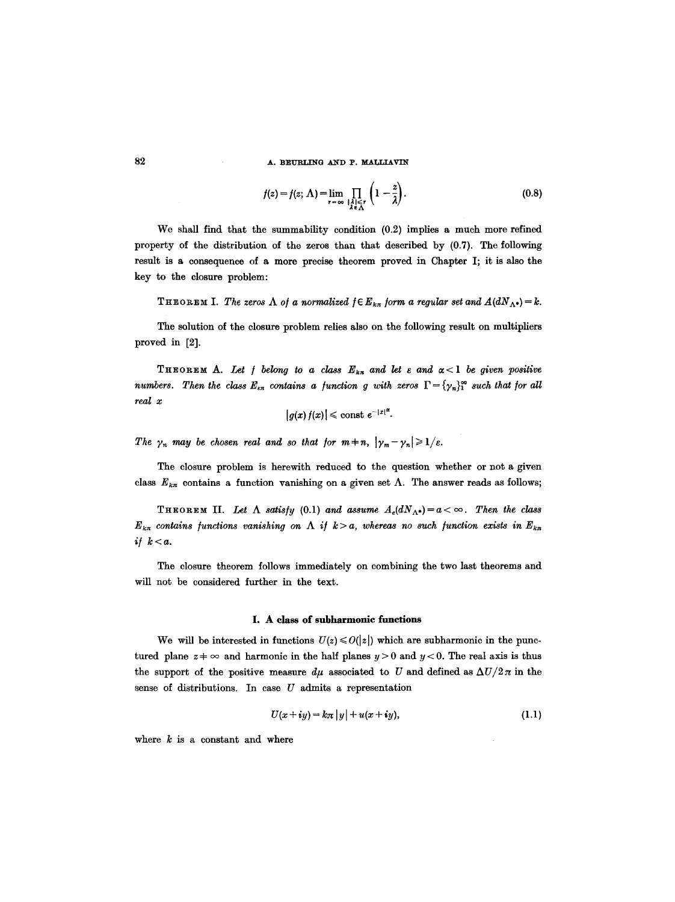$$f(z) = f(z; \Lambda) = \lim_{r\to\infty} \prod_{\substack{|\lambda| \leq r \\ \lambda \in \Lambda}} \left(1 - \frac{z}{\lambda}\right). \tag{0.8}$$

We shall find that the summability condition (0.2) implies a much more refined property of the distribution of the zeros than that described by (0.7). The following result is a consequence of a more precise theorem proved in Chapter I; it is also the key to the closure problem:

THEOREM I. *The zeros $\Lambda$ of a normalized $f \in E_{k\pi}$ form a regular set and $A(dN_{\Lambda^*}) = k$.*

The solution of the closure problem relies also on the following result on multipliers proved in [2].

THEOREM A. *Let $f$ belong to a class $E_{k\pi}$ and let $\varepsilon$ and $\alpha < 1$ be given positive numbers. Then the class $E_{\varepsilon\pi}$ contains a function $g$ with zeros $\Gamma = \{\gamma_n\}_1^\infty$ such that for all real $x$*

$$|g(x) f(x)| \leq \text{const } e^{-|x|^\alpha}.$$

*The $\gamma_n$ may be chosen real and so that for $m \neq n$, $|\gamma_m - \gamma_n| \geq 1/\varepsilon$.*

The closure problem is herewith reduced to the question whether or not a given class $E_{k\pi}$ contains a function vanishing on a given set $\Lambda$. The answer reads as follows;

THEOREM II. *Let $\Lambda$ satisfy (0.1) and assume $A_e(dN_{\Lambda^*}) = a < \infty$. Then the class $E_{k\pi}$ contains functions vanishing on $\Lambda$ if $k > a$, whereas no such function exists in $E_{k\pi}$ if $k < a$.*

The closure theorem follows immediately on combining the two last theorems and will not be considered further in the text.

## I. A class of subharmonic functions

We will be interested in functions $U(z) \leq O(|z|)$ which are subharmonic in the punctured plane $z \neq \infty$ and harmonic in the half planes $y > 0$ and $y < 0$. The real axis is thus the support of the positive measure $d\mu$ associated to $U$ and defined as $\Delta U / 2\pi$ in the sense of distributions. In case $U$ admits a representation

$$U(x + iy) = k\pi |y| + u(x + iy), \tag{1.1}$$

where $k$ is a constant and where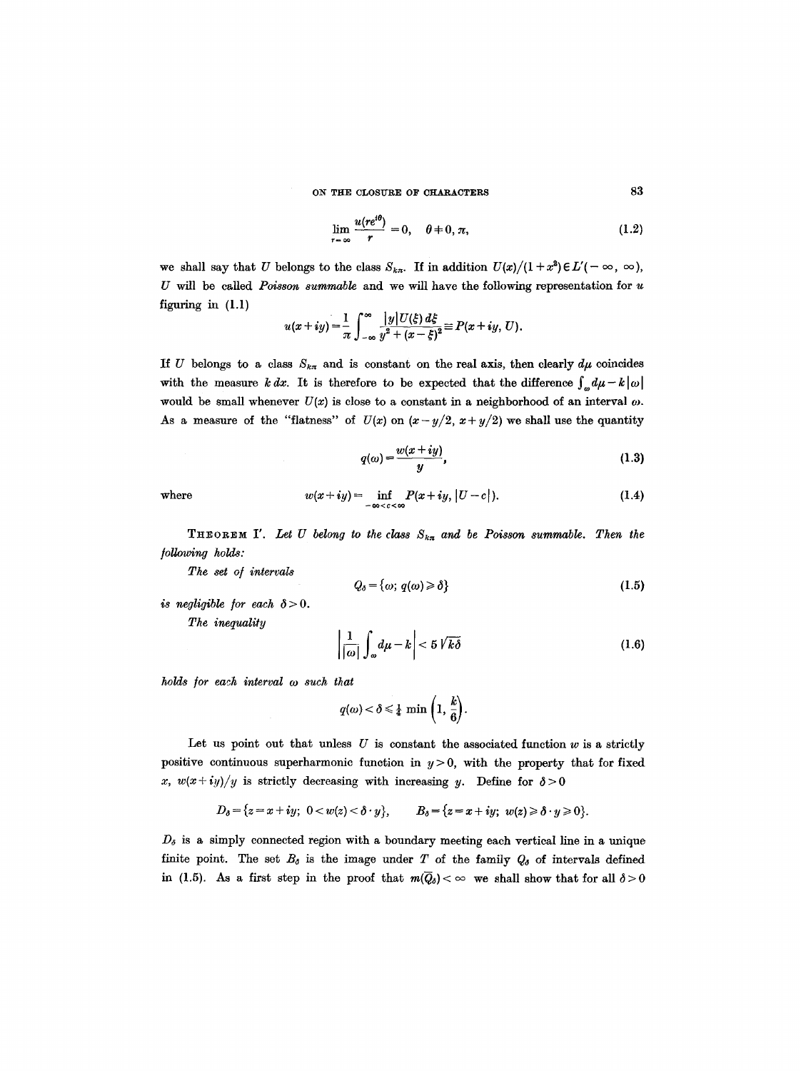$$\lim_{r=\infty} \frac{u(re^{i\theta})}{r} = 0, \quad \theta \neq 0, \pi, \tag{1.2}$$

we shall say that $U$ belongs to the class $S_{k\pi}$. If in addition $U(x)/(1+x^2) \in L'(-\infty, \infty)$, $U$ will be called *Poisson summable* and we will have the following representation for $u$ figuring in (1.1)

$$u(x+iy) = \frac{1}{\pi} \int_{-\infty}^{\infty} \frac{|y| U(\xi)\, d\xi}{y^2 + (x-\xi)^2} \equiv P(x+iy, U).$$

If $U$ belongs to a class $S_{k\pi}$ and is constant on the real axis, then clearly $d\mu$ coincides with the measure $k\, dx$. It is therefore to be expected that the difference $\int_\omega d\mu - k|\omega|$ would be small whenever $U(x)$ is close to a constant in a neighborhood of an interval $\omega$. As a measure of the "flatness" of $U(x)$ on $(x-y/2, x+y/2)$ we shall use the quantity

$$q(\omega) = \frac{w(x+iy)}{y}, \tag{1.3}$$

where

$$w(x+iy) = \inf_{-\infty < c < \infty} P(x+iy, |U-c|). \tag{1.4}$$

THEOREM I'. *Let $U$ belong to the class $S_{k\pi}$ and be Poisson summable. Then the following holds:*

*The set of intervals*

$$Q_\delta = \{\omega;\ q(\omega) \geqslant \delta\} \tag{1.5}$$

*is negligible for each $\delta > 0$.*

*The inequality*

$$\left| \frac{1}{|\omega|} \int_\omega d\mu - k \right| < 5\sqrt{k\delta} \tag{1.6}$$

*holds for each interval $\omega$ such that*

$$q(\omega) < \delta \leqslant \tfrac{1}{4} \min\left(1, \frac{k}{6}\right).$$

Let us point out that unless $U$ is constant the associated function $w$ is a strictly positive continuous superharmonic function in $y > 0$, with the property that for fixed $x$, $w(x+iy)/y$ is strictly decreasing with increasing $y$. Define for $\delta > 0$

$$D_\delta = \{z = x+iy;\ 0 < w(z) < \delta \cdot y\}, \qquad B_\delta = \{z = x+iy;\ w(z) \geqslant \delta \cdot y \geqslant 0\}.$$

$D_\delta$ is a simply connected region with a boundary meeting each vertical line in a unique finite point. The set $B_\delta$ is the image under $T$ of the family $Q_\delta$ of intervals defined in (1.5). As a first step in the proof that $m(\overline{Q}_\delta) < \infty$ we shall show that for all $\delta > 0$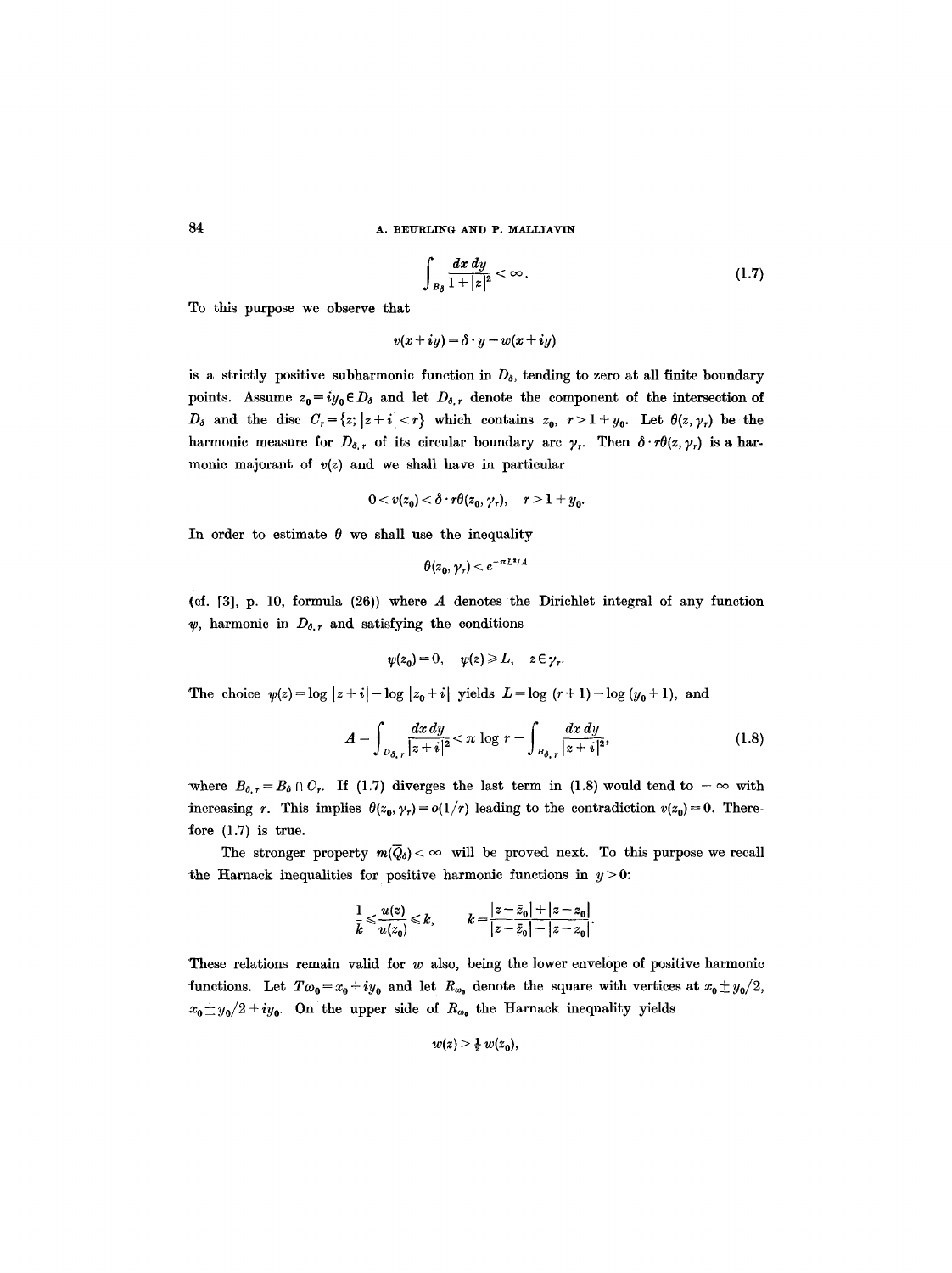$$\int_{B_\delta} \frac{dx\,dy}{1+|z|^2} < \infty. \tag{1.7}$$

To this purpose we observe that

$$v(x+iy) = \delta \cdot y - w(x+iy)$$

is a strictly positive subharmonic function in $D_\delta$, tending to zero at all finite boundary points. Assume $z_0 = iy_0 \in D_\delta$ and let $D_{\delta,r}$ denote the component of the intersection of $D_\delta$ and the disc $C_r = \{z; |z+i| < r\}$ which contains $z_0$, $r > 1 + y_0$. Let $\theta(z, \gamma_r)$ be the harmonic measure for $D_{\delta,r}$ of its circular boundary arc $\gamma_r$. Then $\delta \cdot r\theta(z, \gamma_r)$ is a harmonic majorant of $v(z)$ and we shall have in particular

$$0 < v(z_0) < \delta \cdot r\theta(z_0, \gamma_r), \quad r > 1 + y_0.$$

In order to estimate $\theta$ we shall use the inequality

$$\theta(z_0, \gamma_r) < e^{-\pi L^2/A}$$

(cf. [3], p. 10, formula (26)) where $A$ denotes the Dirichlet integral of any function $\psi$, harmonic in $D_{\delta,r}$ and satisfying the conditions

$$\psi(z_0) = 0, \quad \psi(z) \geq L, \quad z \in \gamma_r.$$

The choice $\psi(z) = \log|z+i| - \log|z_0 + i|$ yields $L = \log(r+1) - \log(y_0+1)$, and

$$A = \int_{D_{\delta,r}} \frac{dx\,dy}{|z+i|^2} < \pi \log r - \int_{B_{\delta,r}} \frac{dx\,dy}{|z+i|^2}, \tag{1.8}$$

where $B_{\delta,r} = B_\delta \cap C_r$. If (1.7) diverges the last term in (1.8) would tend to $-\infty$ with increasing $r$. This implies $\theta(z_0, \gamma_r) = o(1/r)$ leading to the contradiction $v(z_0) = 0$. Therefore (1.7) is true.

The stronger property $m(\overline{Q}_\delta) < \infty$ will be proved next. To this purpose we recall the Harnack inequalities for positive harmonic functions in $y > 0$:

$$\frac{1}{k} \leq \frac{u(z)}{u(z_0)} \leq k, \qquad k = \frac{|z - \bar{z}_0| + |z - z_0|}{|z - \bar{z}_0| - |z - z_0|}.$$

These relations remain valid for $w$ also, being the lower envelope of positive harmonic functions. Let $T\omega_0 = x_0 + iy_0$ and let $R_{\omega_0}$ denote the square with vertices at $x_0 \pm y_0/2$, $x_0 \pm y_0/2 + iy_0$. On the upper side of $R_{\omega_0}$ the Harnack inequality yields

$$w(z) > \tfrac{1}{2} w(z_0),$$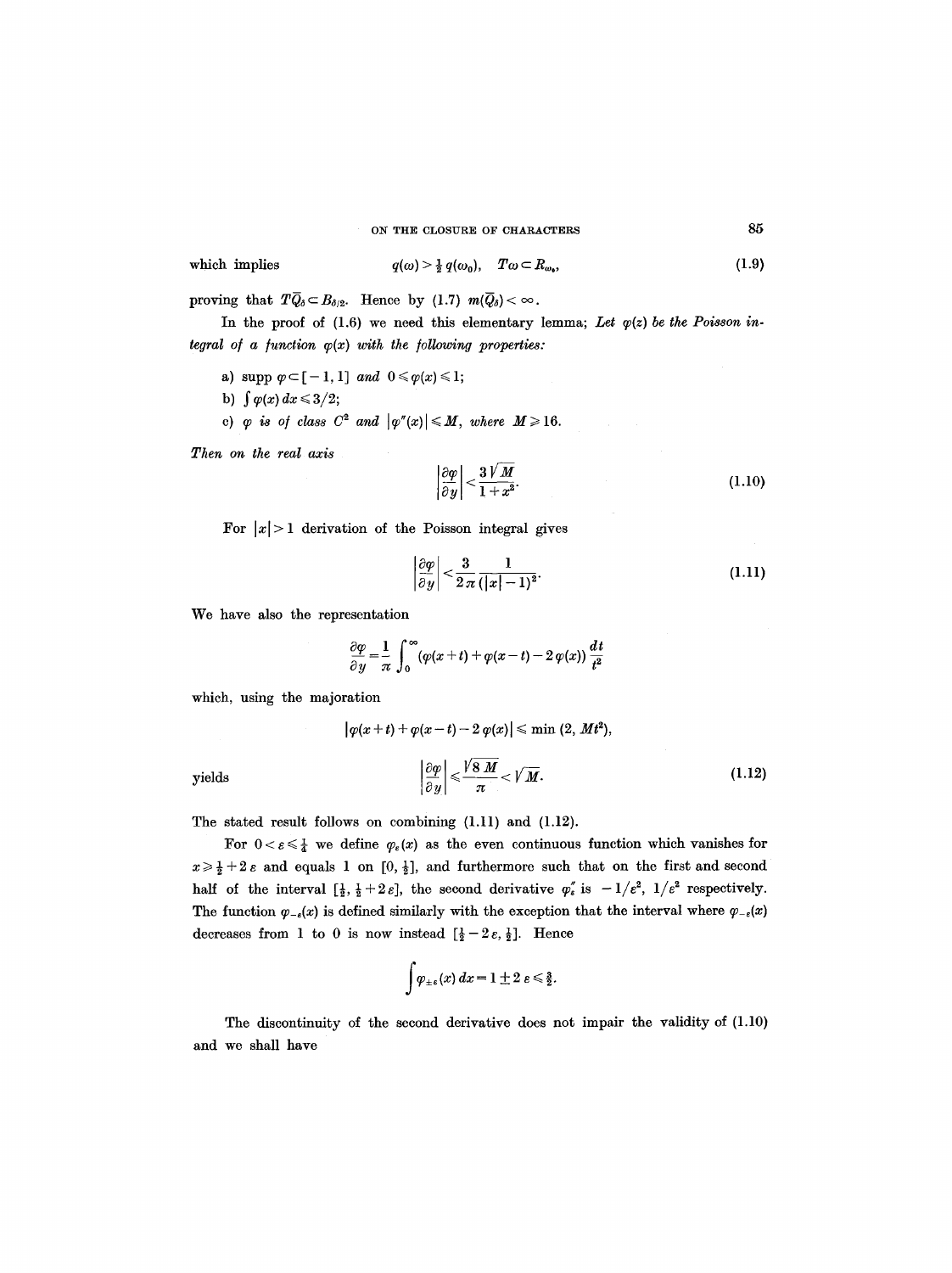which implies

$$q(\omega) > \tfrac{1}{2}\, q(\omega_0), \quad T\omega \subset R_{\omega_0}, \tag{1.9}$$

proving that $T\bar{Q}_\delta \subset B_{\delta/2}$. Hence by (1.7) $m(\bar{Q}_\delta) < \infty$.

In the proof of (1.6) we need this elementary lemma; *Let $\varphi(z)$ be the Poisson integral of a function $\varphi(x)$ with the following properties:*

a) $\operatorname{supp} \varphi \subset [-1, 1]$ *and* $0 \leqslant \varphi(x) \leqslant 1$;

b) $\int \varphi(x)\, dx \leqslant 3/2$;

c) $\varphi$ *is of class* $C^2$ *and* $|\varphi''(x)| \leqslant M$, *where* $M \geqslant 16$.

*Then on the real axis*

$$\left|\frac{\partial \varphi}{\partial y}\right| < \frac{3\sqrt{M}}{1+x^2}. \tag{1.10}$$

For $|x| > 1$ derivation of the Poisson integral gives

$$\left|\frac{\partial \varphi}{\partial y}\right| < \frac{3}{2\pi} \frac{1}{(|x|-1)^2}. \tag{1.11}$$

We have also the representation

$$\frac{\partial \varphi}{\partial y} = \frac{1}{\pi} \int_0^\infty (\varphi(x+t) + \varphi(x-t) - 2\varphi(x)) \frac{dt}{t^2}$$

which, using the majoration

$$|\varphi(x+t) + \varphi(x-t) - 2\varphi(x)| \leqslant \min(2, Mt^2),$$

yields

$$\left|\frac{\partial \varphi}{\partial y}\right| \leqslant \frac{\sqrt{8M}}{\pi} < \sqrt{M}. \tag{1.12}$$

The stated result follows on combining (1.11) and (1.12).

For $0 < \varepsilon \leqslant \frac{1}{4}$ we define $\varphi_\varepsilon(x)$ as the even continuous function which vanishes for $x \geqslant \frac{1}{2} + 2\varepsilon$ and equals 1 on $[0, \frac{1}{2}]$, and furthermore such that on the first and second half of the interval $[\frac{1}{2}, \frac{1}{2} + 2\varepsilon]$, the second derivative $\varphi_\varepsilon''$ is $-1/\varepsilon^2$, $1/\varepsilon^2$ respectively. The function $\varphi_{-\varepsilon}(x)$ is defined similarly with the exception that the interval where $\varphi_{-\varepsilon}(x)$ decreases from 1 to 0 is now instead $[\frac{1}{2} - 2\varepsilon, \frac{1}{2}]$. Hence

$$\int \varphi_{\pm\varepsilon}(x)\, dx = 1 \pm 2\varepsilon \leqslant \tfrac{3}{2}.$$

The discontinuity of the second derivative does not impair the validity of (1.10) and we shall have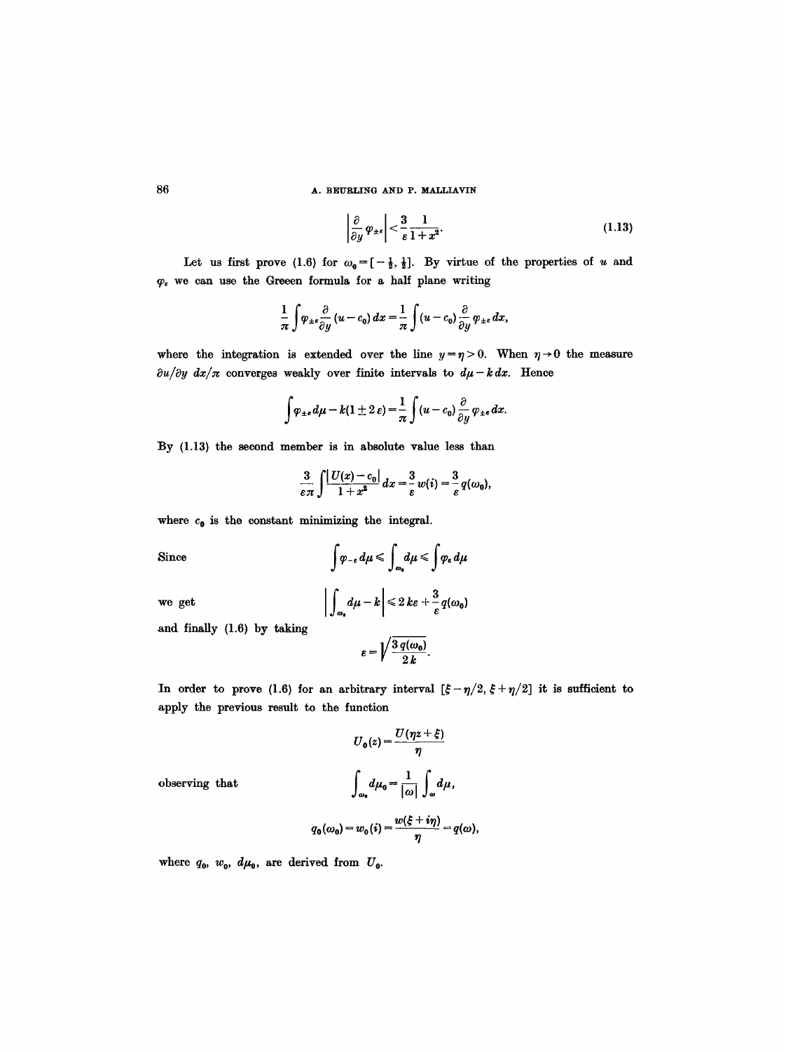$$\left|\frac{\partial}{\partial y}\varphi_{\pm\varepsilon}\right| < \frac{3}{\varepsilon}\frac{1}{1+x^2}. \tag{1.13}$$

Let us first prove (1.6) for $\omega_0 = [-\frac{1}{2}, \frac{1}{2}]$. By virtue of the properties of $u$ and $\varphi_\varepsilon$ we can use the Greeen formula for a half plane writing

$$\frac{1}{\pi}\int \varphi_{\pm\varepsilon}\frac{\partial}{\partial y}(u-c_0)\,dx = \frac{1}{\pi}\int (u-c_0)\frac{\partial}{\partial y}\varphi_{\pm\varepsilon}\,dx,$$

where the integration is extended over the line $y=\eta>0$. When $\eta\to 0$ the measure $\partial u/\partial y\; dx/\pi$ converges weakly over finite intervals to $d\mu - k\,dx$. Hence

$$\int \varphi_{\pm\varepsilon}\,d\mu - k(1\pm 2\varepsilon) = \frac{1}{\pi}\int (u-c_0)\frac{\partial}{\partial y}\varphi_{\pm\varepsilon}\,dx.$$

By (1.13) the second member is in absolute value less than

$$\frac{3}{\varepsilon\pi}\int\frac{|U(x)-c_0|}{1+x^2}\,dx = \frac{3}{\varepsilon}w(i) = \frac{3}{\varepsilon}q(\omega_0),$$

where $c_0$ is the constant minimizing the integral.

Since
$$\int \varphi_{-\varepsilon}\,d\mu \leqslant \int_{\omega_0} d\mu \leqslant \int \varphi_\varepsilon\,d\mu$$

we get
$$\left|\int_{\omega_0} d\mu - k\right| \leqslant 2k\varepsilon + \frac{3}{\varepsilon}q(\omega_0)$$

and finally (1.6) by taking
$$\varepsilon = \sqrt{\frac{3\,q(\omega_0)}{2k}}.$$

In order to prove (1.6) for an arbitrary interval $[\xi-\eta/2, \xi+\eta/2]$ it is sufficient to apply the previous result to the function

$$U_0(z) = \frac{U(\eta z+\xi)}{\eta}$$

observing that
$$\int_{\omega_0} d\mu_0 = \frac{1}{|\omega|}\int_\omega d\mu,$$

$$q_0(\omega_0) = w_0(i) = \frac{w(\xi+i\eta)}{\eta} = q(\omega),$$

where $q_0$, $w_0$, $d\mu_0$, are derived from $U_0$.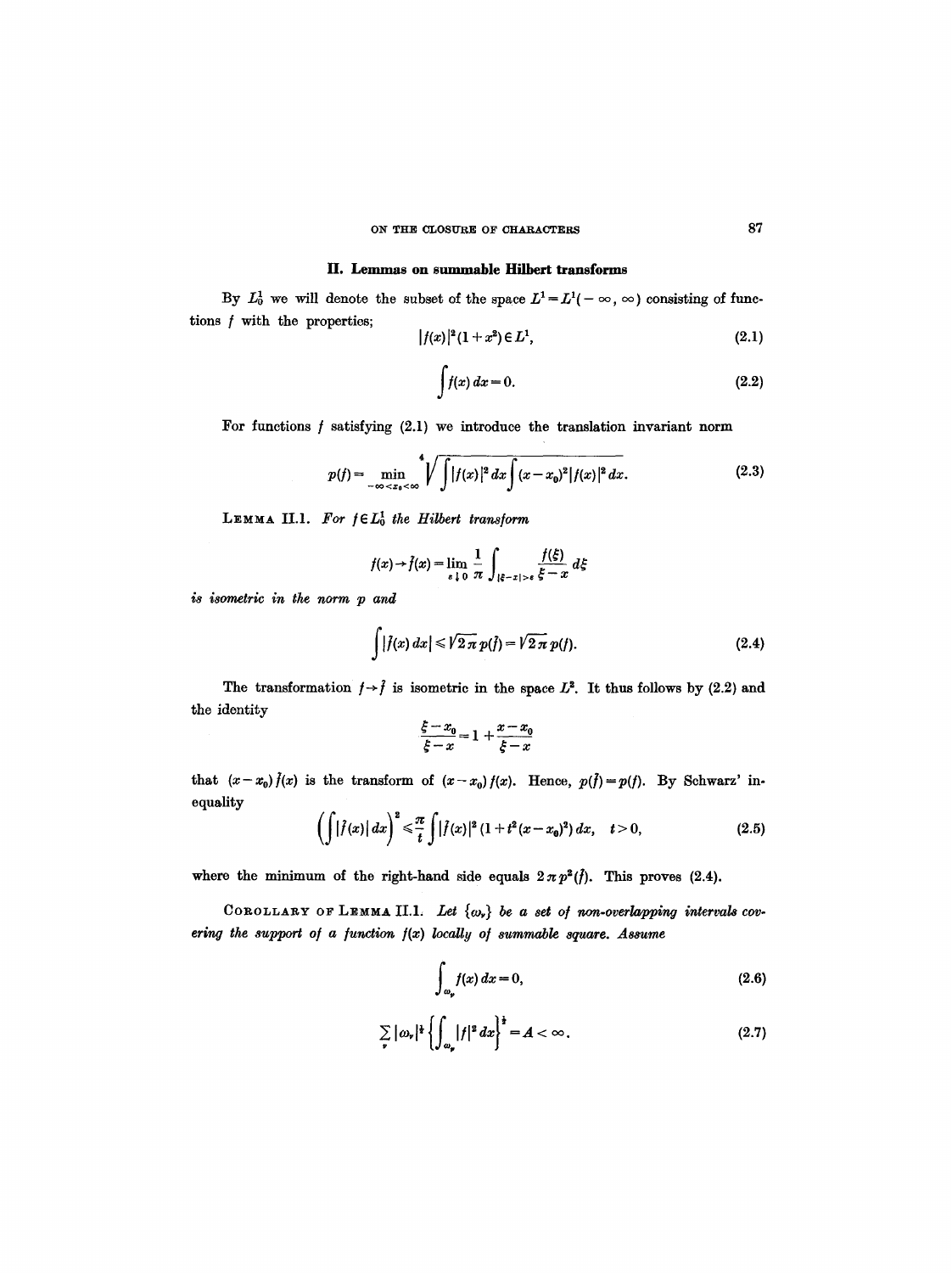## II. Lemmas on summable Hilbert transforms

By $L_0^1$ we will denote the subset of the space $L^1 = L^1(-\infty, \infty)$ consisting of functions $f$ with the properties;

$$|f(x)|^2(1+x^2) \in L^1, \tag{2.1}$$

$$\int f(x)\,dx = 0. \tag{2.2}$$

For functions $f$ satisfying (2.1) we introduce the translation invariant norm

$$p(f) = \min_{-\infty < x_0 < \infty} \sqrt[4]{\int |f(x)|^2\,dx \int (x-x_0)^2 |f(x)|^2\,dx}. \tag{2.3}$$

LEMMA II.1. *For $f \in L_0^1$ the Hilbert transform*

$$f(x) \to \tilde{f}(x) = \lim_{\varepsilon \downarrow 0} \frac{1}{\pi} \int_{|\xi - x| > \varepsilon} \frac{f(\xi)}{\xi - x}\,d\xi$$

*is isometric in the norm $p$ and*

$$\int |\tilde{f}(x)\,dx| \leq \sqrt{2\pi}\,p(\tilde{f}) = \sqrt{2\pi}\,p(f). \tag{2.4}$$

The transformation $f \to \tilde{f}$ is isometric in the space $L^2$. It thus follows by (2.2) and the identity

$$\frac{\xi - x_0}{\xi - x} = 1 + \frac{x - x_0}{\xi - x}$$

that $(x - x_0)\tilde{f}(x)$ is the transform of $(x - x_0) f(x)$. Hence, $p(\tilde{f}) = p(f)$. By Schwarz' inequality

$$\left(\int |\tilde{f}(x)|\,dx\right)^2 \leq \frac{\pi}{t} \int |\tilde{f}(x)|^2 (1 + t^2(x-x_0)^2)\,dx, \quad t > 0, \tag{2.5}$$

where the minimum of the right-hand side equals $2\pi p^2(\tilde{f})$. This proves (2.4).

COROLLARY OF LEMMA II.1. *Let $\{\omega_\nu\}$ be a set of non-overlapping intervals covering the support of a function $f(x)$ locally of summable square. Assume*

$$\int_{\omega_\nu} f(x)\,dx = 0, \tag{2.6}$$

$$\sum_\nu |\omega_\nu|^{\frac{1}{2}} \left\{\int_{\omega_\nu} |f|^2\,dx\right\}^{\frac{1}{2}} = A < \infty. \tag{2.7}$$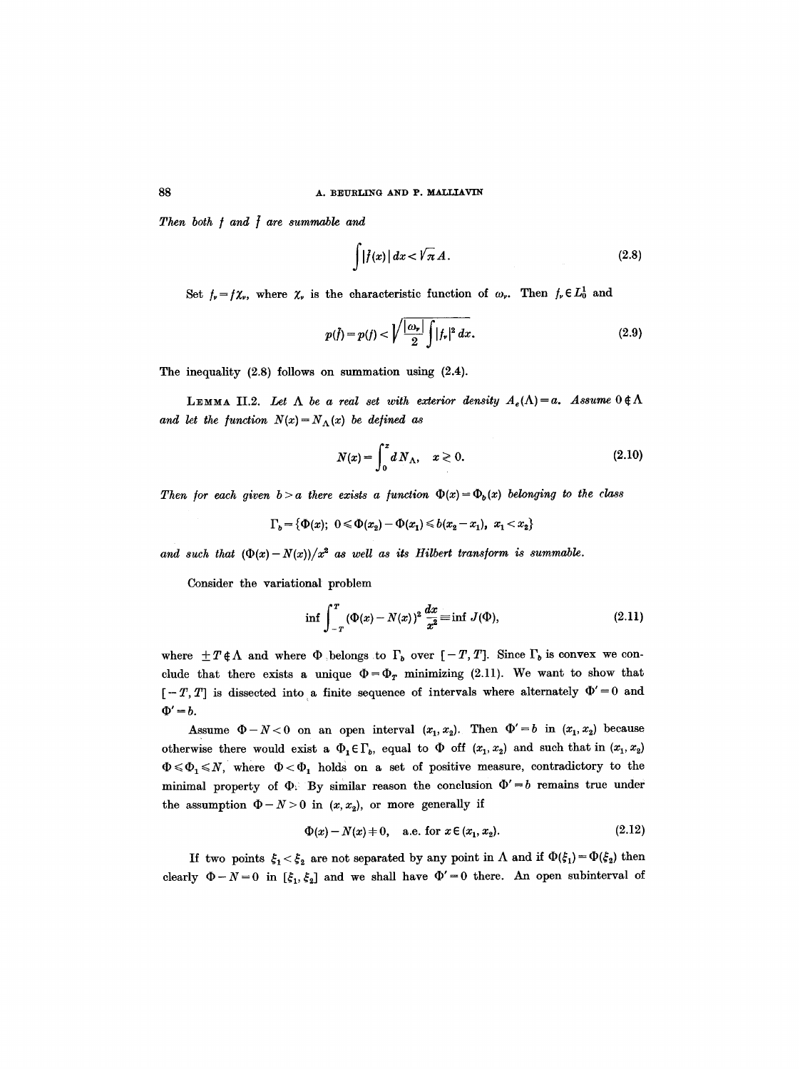*Then both $f$ and $\hat{f}$ are summable and*

$$\int |\hat{f}(x)|\,dx < \sqrt{\pi}\,A. \tag{2.8}$$

Set $f_\nu = f\chi_\nu$, where $\chi_\nu$ is the characteristic function of $\omega_\nu$. Then $f_\nu \in L_0^1$ and

$$p(\hat{f}) = p(f) < \sqrt{\frac{|\omega_\nu|}{2}\int |f_\nu|^2\,dx}. \tag{2.9}$$

The inequality (2.8) follows on summation using (2.4).

LEMMA II.2. *Let $\Lambda$ be a real set with exterior density $A_e(\Lambda) = a$. Assume $0 \notin \Lambda$ and let the function $N(x) = N_\Lambda(x)$ be defined as*

$$N(x) = \int_0^x dN_\Lambda, \quad x \gtrless 0. \tag{2.10}$$

*Then for each given $b > a$ there exists a function $\Phi(x) = \Phi_b(x)$ belonging to the class*

$$\Gamma_b = \{\Phi(x);\ 0 \leqslant \Phi(x_2) - \Phi(x_1) \leqslant b(x_2 - x_1),\ x_1 < x_2\}$$

*and such that $(\Phi(x) - N(x))/x^2$ as well as its Hilbert transform is summable.*

Consider the variational problem

$$\inf \int_{-T}^{T} (\Phi(x) - N(x))^2 \frac{dx}{x^2} \equiv \inf J(\Phi), \tag{2.11}$$

where $\pm T \notin \Lambda$ and where $\Phi$ belongs to $\Gamma_b$ over $[-T, T]$. Since $\Gamma_b$ is convex we conclude that there exists a unique $\Phi = \Phi_T$ minimizing (2.11). We want to show that $[-T, T]$ is dissected into a finite sequence of intervals where alternately $\Phi' = 0$ and $\Phi' = b$.

Assume $\Phi - N < 0$ on an open interval $(x_1, x_2)$. Then $\Phi' = b$ in $(x_1, x_2)$ because otherwise there would exist a $\Phi_1 \in \Gamma_b$, equal to $\Phi$ off $(x_1, x_2)$ and such that in $(x_1, x_2)$ $\Phi \leqslant \Phi_1 \leqslant N$, where $\Phi < \Phi_1$ holds on a set of positive measure, contradictory to the minimal property of $\Phi$. By similar reason the conclusion $\Phi' = b$ remains true under the assumption $\Phi - N > 0$ in $(x, x_2)$, or more generally if

$$\Phi(x) - N(x) \neq 0, \quad \text{a.e. for } x \in (x_1, x_2). \tag{2.12}$$

If two points $\xi_1 < \xi_2$ are not separated by any point in $\Lambda$ and if $\Phi(\xi_1) = \Phi(\xi_2)$ then clearly $\Phi - N = 0$ in $[\xi_1, \xi_2]$ and we shall have $\Phi' = 0$ there. An open subinterval of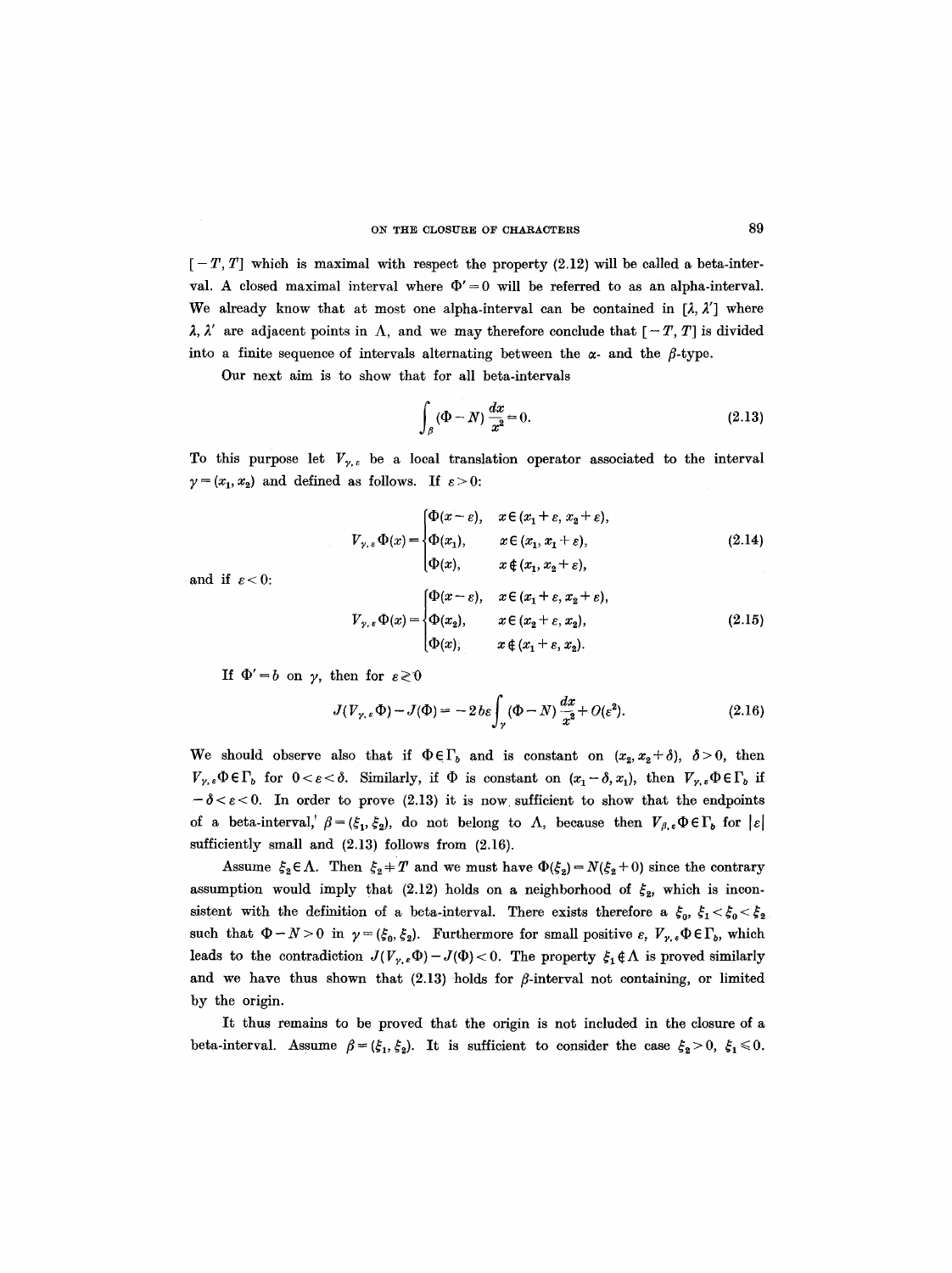$[-T, T]$ which is maximal with respect the property (2.12) will be called a beta-interval. A closed maximal interval where $\Phi' = 0$ will be referred to as an alpha-interval. We already know that at most one alpha-interval can be contained in $[\lambda, \lambda']$ where $\lambda, \lambda'$ are adjacent points in $\Lambda$, and we may therefore conclude that $[-T, T]$ is divided into a finite sequence of intervals alternating between the $\alpha$- and the $\beta$-type.

Our next aim is to show that for all beta-intervals

$$\int_\beta (\Phi - N) \frac{dx}{x^2} = 0. \tag{2.13}$$

To this purpose let $V_{\gamma, \varepsilon}$ be a local translation operator associated to the interval $\gamma = (x_1, x_2)$ and defined as follows. If $\varepsilon > 0$:

$$V_{\gamma, \varepsilon} \Phi(x) = \begin{cases} \Phi(x - \varepsilon), & x \in (x_1 + \varepsilon, x_2 + \varepsilon), \\ \Phi(x_1), & x \in (x_1, x_1 + \varepsilon), \\ \Phi(x), & x \notin (x_1, x_2 + \varepsilon), \end{cases} \tag{2.14}$$

and if $\varepsilon < 0$:

$$V_{\gamma, \varepsilon} \Phi(x) = \begin{cases} \Phi(x - \varepsilon), & x \in (x_1 + \varepsilon, x_2 + \varepsilon), \\ \Phi(x_2), & x \in (x_2 + \varepsilon, x_2), \\ \Phi(x), & x \notin (x_1 + \varepsilon, x_2). \end{cases} \tag{2.15}$$

If $\Phi' = b$ on $\gamma$, then for $\varepsilon \gtrless 0$

$$J(V_{\gamma, \varepsilon} \Phi) - J(\Phi) = -2 b \varepsilon \int_\gamma (\Phi - N) \frac{dx}{x^2} + O(\varepsilon^2). \tag{2.16}$$

We should observe also that if $\Phi \in \Gamma_b$ and is constant on $(x_2, x_2 + \delta)$, $\delta > 0$, then $V_{\gamma, \varepsilon} \Phi \in \Gamma_b$ for $0 < \varepsilon < \delta$. Similarly, if $\Phi$ is constant on $(x_1 - \delta, x_1)$, then $V_{\gamma, \varepsilon} \Phi \in \Gamma_b$ if $-\delta < \varepsilon < 0$. In order to prove (2.13) it is now sufficient to show that the endpoints of a beta-interval, $\beta = (\xi_1, \xi_2)$, do not belong to $\Lambda$, because then $V_{\beta, \varepsilon} \Phi \in \Gamma_b$ for $|\varepsilon|$ sufficiently small and (2.13) follows from (2.16).

Assume $\xi_2 \in \Lambda$. Then $\xi_2 \neq T$ and we must have $\Phi(\xi_2) = N(\xi_2 + 0)$ since the contrary assumption would imply that (2.12) holds on a neighborhood of $\xi_2$, which is inconsistent with the definition of a beta-interval. There exists therefore a $\xi_0$, $\xi_1 < \xi_0 < \xi_2$ such that $\Phi - N > 0$ in $\gamma = (\xi_0, \xi_2)$. Furthermore for small positive $\varepsilon$, $V_{\gamma, \varepsilon} \Phi \in \Gamma_b$, which leads to the contradiction $J(V_{\gamma, \varepsilon} \Phi) - J(\Phi) < 0$. The property $\xi_1 \notin \Lambda$ is proved similarly and we have thus shown that (2.13) holds for $\beta$-interval not containing, or limited by the origin.

It thus remains to be proved that the origin is not included in the closure of a beta-interval. Assume $\beta = (\xi_1, \xi_2)$. It is sufficient to consider the case $\xi_2 > 0$, $\xi_1 \leqslant 0$.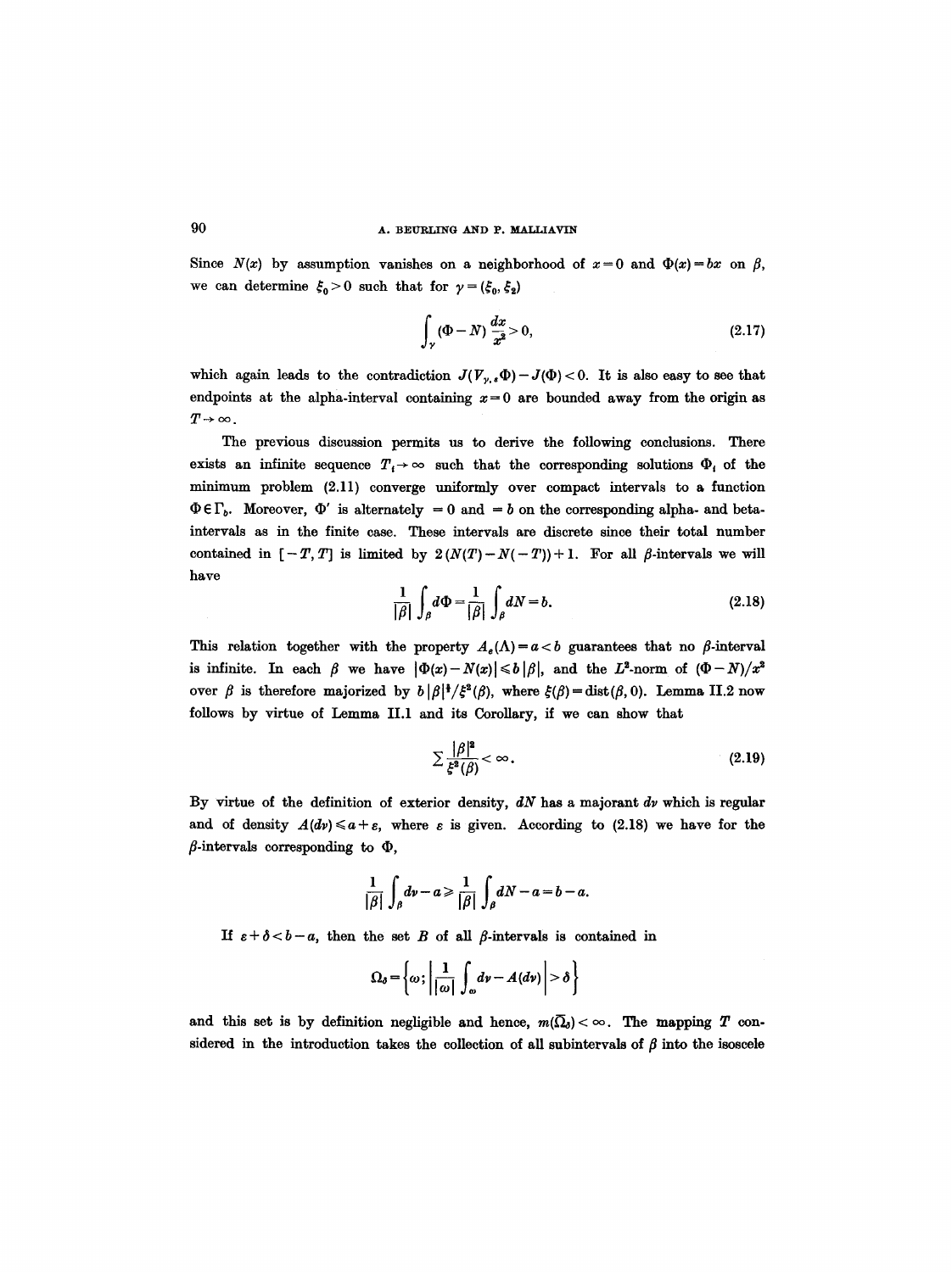Since $N(x)$ by assumption vanishes on a neighborhood of $x=0$ and $\Phi(x)=bx$ on $\beta$, we can determine $\xi_0>0$ such that for $\gamma=(\xi_0,\xi_2)$

$$\int_\gamma (\Phi - N)\frac{dx}{x^2}>0, \tag{2.17}$$

which again leads to the contradiction $J(V_{\gamma,\varepsilon}\Phi)-J(\Phi)<0$. It is also easy to see that endpoints at the alpha-interval containing $x=0$ are bounded away from the origin as $T\to\infty$.

The previous discussion permits us to derive the following conclusions. There exists an infinite sequence $T_i\to\infty$ such that the corresponding solutions $\Phi_i$ of the minimum problem (2.11) converge uniformly over compact intervals to a function $\Phi\in\Gamma_b$. Moreover, $\Phi'$ is alternately $=0$ and $=b$ on the corresponding alpha- and beta-intervals as in the finite case. These intervals are discrete since their total number contained in $[-T,T]$ is limited by $2(N(T)-N(-T))+1$. For all $\beta$-intervals we will have

$$\frac{1}{|\beta|}\int_\beta d\Phi = \frac{1}{|\beta|}\int_\beta dN = b. \tag{2.18}$$

This relation together with the property $A_e(\Lambda)=a<b$ guarantees that no $\beta$-interval is infinite. In each $\beta$ we have $|\Phi(x)-N(x)|\leqslant b|\beta|$, and the $L^2$-norm of $(\Phi-N)/x^2$ over $\beta$ is therefore majorized by $b|\beta|^{\frac{3}{2}}/\xi^2(\beta)$, where $\xi(\beta)=\operatorname{dist}(\beta,0)$. Lemma II.2 now follows by virtue of Lemma II.1 and its Corollary, if we can show that

$$\sum \frac{|\beta|^2}{\xi^2(\beta)}<\infty. \tag{2.19}$$

By virtue of the definition of exterior density, $dN$ has a majorant $d\nu$ which is regular and of density $A(d\nu)\leqslant a+\varepsilon$, where $\varepsilon$ is given. According to (2.18) we have for the $\beta$-intervals corresponding to $\Phi$,

$$\frac{1}{|\beta|}\int_\beta d\nu - a \geqslant \frac{1}{|\beta|}\int_\beta dN - a = b-a.$$

If $\varepsilon+\delta<b-a$, then the set $B$ of all $\beta$-intervals is contained in

$$\Omega_\delta=\left\{\omega;\left|\frac{1}{|\omega|}\int_\omega d\nu - A(d\nu)\right|>\delta\right\}$$

and this set is by definition negligible and hence, $m(\bar{\Omega}_\delta)<\infty$. The mapping $T$ considered in the introduction takes the collection of all subintervals of $\beta$ into the isoscele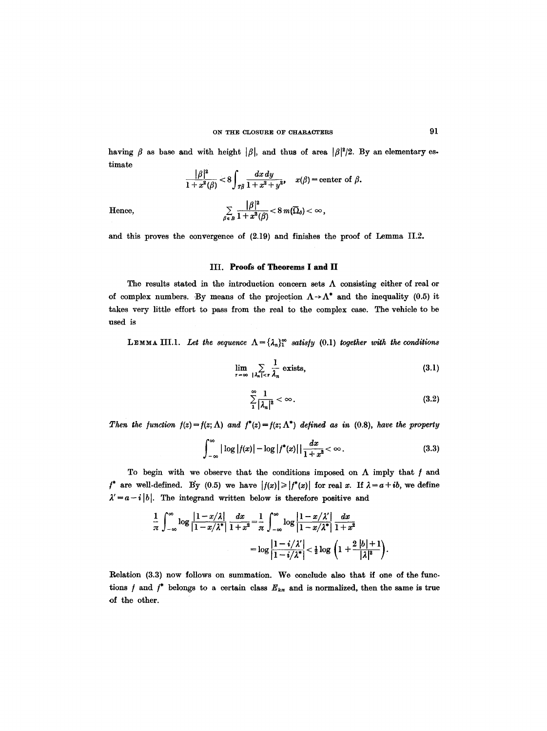having $\beta$ as base and with height $|\beta|$, and thus of area $|\beta|^2/2$. By an elementary estimate

$$\frac{|\beta|^2}{1+x^2(\beta)} < 8\int_{T\beta} \frac{dx\,dy}{1+x^2+y^2}, \quad x(\beta) = \text{center of } \beta.$$

Hence,

$$\sum_{\beta \in B} \frac{|\beta|^2}{1+x^2(\beta)} < 8\, m(\overline{\Omega}_0) < \infty,$$

and this proves the convergence of (2.19) and finishes the proof of Lemma II.2.

## III. Proofs of Theorems I and II

The results stated in the introduction concern sets $\Lambda$ consisting either of real or of complex numbers. By means of the projection $\Lambda \to \Lambda^*$ and the inequality (0.5) it takes very little effort to pass from the real to the complex case. The vehicle to be used is

**Lemma III.1.** *Let the sequence $\Lambda = \{\lambda_n\}_1^\infty$ satisfy (0.1) together with the conditions*

$$\lim_{r=\infty} \sum_{|\lambda_n|<r} \frac{1}{\lambda_n} \text{ exists,} \tag{3.1}$$

$$\sum_1^\infty \frac{1}{|\lambda_n|^2} < \infty. \tag{3.2}$$

*Then the function $f(z) = f(z; \Lambda)$ and $f^*(z) = f(z; \Lambda^*)$ defined as in (0.8), have the property*

$$\int_{-\infty}^{\infty} |\log|f(x)| - \log|f^*(x)||\frac{dx}{1+x^2} < \infty. \tag{3.3}$$

To begin with we observe that the conditions imposed on $\Lambda$ imply that $f$ and $f^*$ are well-defined. By (0.5) we have $|f(x)| \geq |f^*(x)|$ for real $x$. If $\lambda = a + ib$, we define $\lambda' = a - i|b|$. The integrand written below is therefore positive and

$$\frac{1}{\pi}\int_{-\infty}^{\infty} \log\frac{|1-x/\lambda|}{|1-x/\lambda^*|}\frac{dx}{1+x^2} = \frac{1}{\pi}\int_{-\infty}^{\infty} \log\frac{|1-x/\lambda'|}{|1-x/\lambda^*|}\frac{dx}{1+x^2}$$

$$= \log\frac{|1-i/\lambda'|}{|1-i/\lambda^*|} < \tfrac{1}{2}\log\left(1+\frac{2|b|+1}{|\lambda|^2}\right).$$

Relation (3.3) now follows on summation. We conclude also that if one of the functions $f$ and $f^*$ belongs to a certain class $E_{k\pi}$ and is normalized, then the same is true of the other.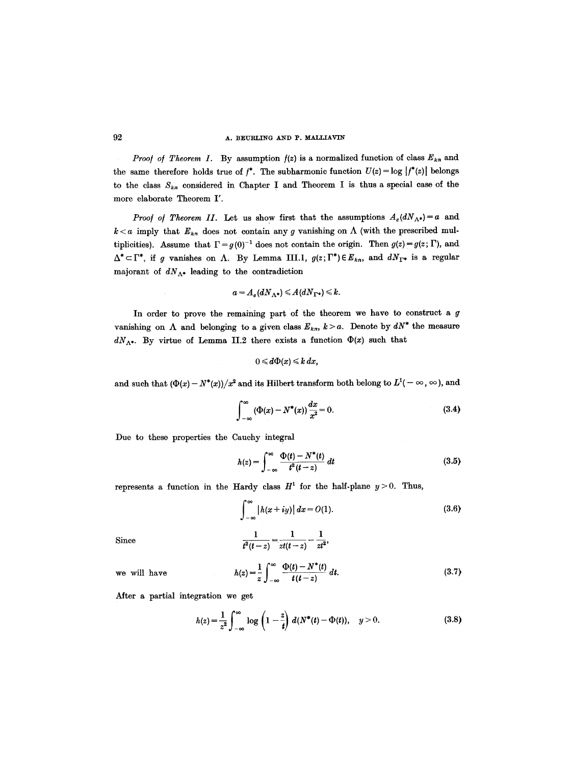*Proof of Theorem I.* By assumption $f(z)$ is a normalized function of class $E_{kn}$ and the same therefore holds true of $f^*$. The subharmonic function $U(z) = \log |f^*(z)|$ belongs to the class $S_{kn}$ considered in Chapter I and Theorem I is thus a special case of the more elaborate Theorem I′.

*Proof of Theorem II.* Let us show first that the assumptions $A_e(dN_{\Lambda^*}) = a$ and $k < a$ imply that $E_{kn}$ does not contain any $g$ vanishing on $\Lambda$ (with the prescribed multiplicities). Assume that $\Gamma = g(0)^{-1}$ does not contain the origin. Then $g(z) = g(z; \Gamma)$, and $\Delta^* \subset \Gamma^*$, if $g$ vanishes on $\Lambda$. By Lemma III.1, $g(z; \Gamma^*) \in E_{kn}$, and $dN_{\Gamma^*}$ is a regular majorant of $dN_{\Lambda^*}$ leading to the contradiction

$$a = A_e(dN_{\Lambda^*}) \leqslant A(dN_{\Gamma^*}) \leqslant k.$$

In order to prove the remaining part of the theorem we have to construct a $g$ vanishing on $\Lambda$ and belonging to a given class $E_{kn}$, $k > a$. Denote by $dN^*$ the measure $dN_{\Lambda^*}$. By virtue of Lemma II.2 there exists a function $\Phi(x)$ such that

$$0 \leqslant d\Phi(x) \leqslant k\, dx,$$

and such that $(\Phi(x) - N^*(x))/x^2$ and its Hilbert transform both belong to $L^1(-\infty, \infty)$, and

$$\int_{-\infty}^{\infty} (\Phi(x) - N^*(x)) \frac{dx}{x^2} = 0. \tag{3.4}$$

Due to these properties the Cauchy integral

$$h(z) = \int_{-\infty}^{\infty} \frac{\Phi(t) - N^*(t)}{t^2(t-z)}\, dt \tag{3.5}$$

represents a function in the Hardy class $H^1$ for the half-plane $y > 0$. Thus,

$$\int_{-\infty}^{\infty} |h(x+iy)|\, dx = O(1). \tag{3.6}$$

Since

$$\frac{1}{t^2(t-z)} = \frac{1}{zt(t-z)} - \frac{1}{zt^2},$$

we will have

$$h(z) = \frac{1}{z} \int_{-\infty}^{\infty} \frac{\Phi(t) - N^*(t)}{t(t-z)}\, dt. \tag{3.7}$$

After a partial integration we get

$$h(z) = \frac{1}{z^2} \int_{-\infty}^{\infty} \log\left(1 - \frac{z}{t}\right) d(N^*(t) - \Phi(t)), \quad y > 0. \tag{3.8}$$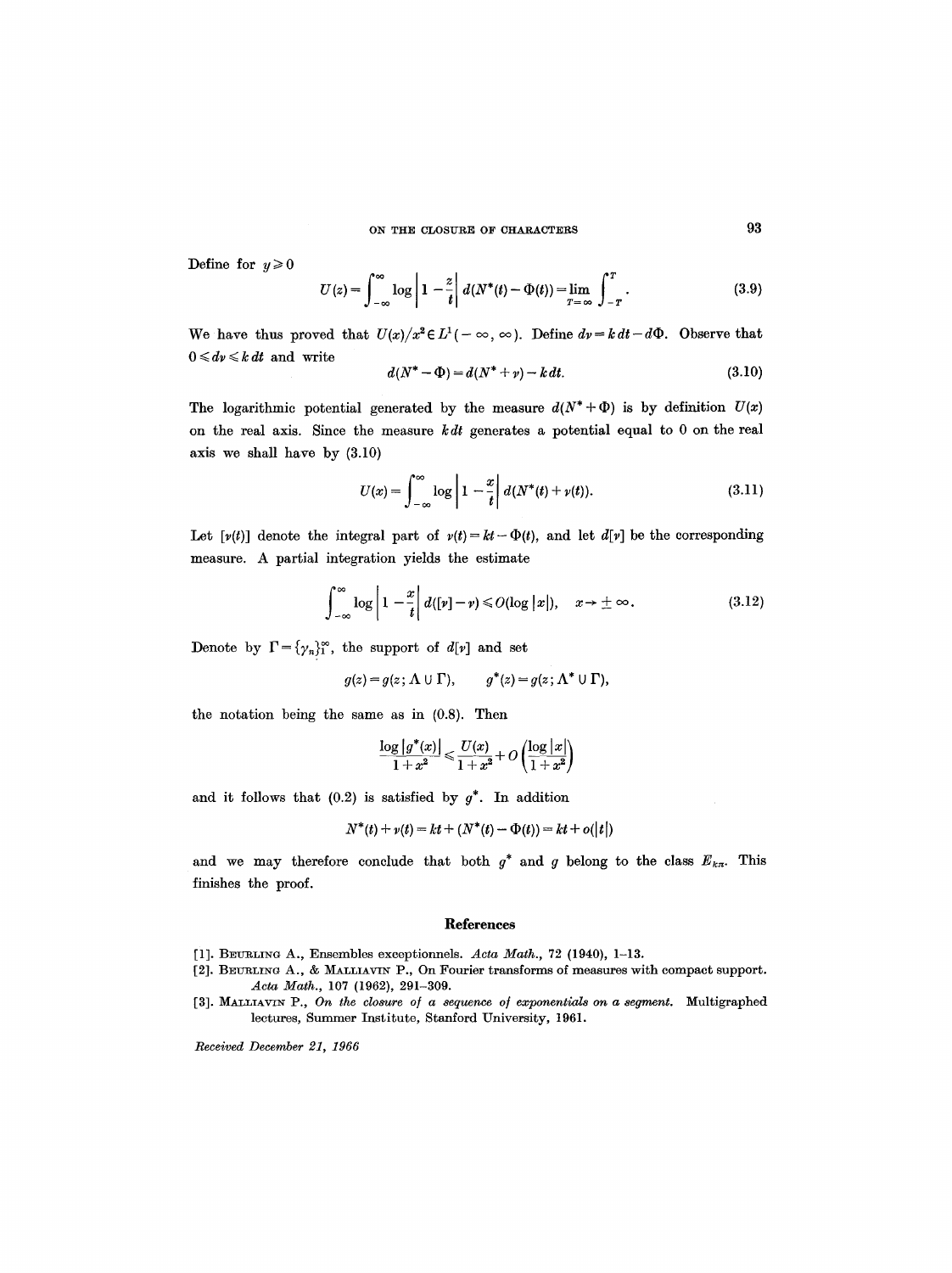Define for $y \geqslant 0$

$$U(z) = \int_{-\infty}^{\infty} \log \left| 1 - \frac{z}{t} \right| d(N^*(t) - \Phi(t)) = \lim_{T=\infty} \int_{-T}^{T} . \tag{3.9}$$

We have thus proved that $U(x)/x^2 \in L^1(-\infty, \infty)$. Define $d\nu = k\,dt - d\Phi$. Observe that $0 \leqslant d\nu \leqslant k\,dt$ and write

$$d(N^* - \Phi) = d(N^* + \nu) - k\,dt. \tag{3.10}$$

The logarithmic potential generated by the measure $d(N^* + \Phi)$ is by definition $U(x)$ on the real axis. Since the measure $k\,dt$ generates a potential equal to 0 on the real axis we shall have by (3.10)

$$U(x) = \int_{-\infty}^{\infty} \log \left| 1 - \frac{x}{t} \right| d(N^*(t) + \nu(t)). \tag{3.11}$$

Let $[\nu(t)]$ denote the integral part of $\nu(t) = kt - \Phi(t)$, and let $d[\nu]$ be the corresponding measure. A partial integration yields the estimate

$$\int_{-\infty}^{\infty} \log \left| 1 - \frac{x}{t} \right| d([\nu] - \nu) \leqslant O(\log |x|), \quad x \to \pm \infty. \tag{3.12}$$

Denote by $\Gamma = \{\gamma_n\}_1^\infty$, the support of $d[\nu]$ and set

$$g(z) = g(z; \Lambda \cup \Gamma), \qquad g^*(z) = g(z; \Lambda^* \cup \Gamma),$$

the notation being the same as in (0.8). Then

$$\frac{\log |g^*(x)|}{1 + x^2} \leqslant \frac{U(x)}{1 + x^2} + O\left(\frac{\log |x|}{1 + x^2}\right)$$

and it follows that (0.2) is satisfied by $g^*$. In addition

$$N^*(t) + \nu(t) = kt + (N^*(t) - \Phi(t)) = kt + o(|t|)$$

and we may therefore conclude that both $g^*$ and $g$ belong to the class $E_{k\pi}$. This finishes the proof.

## References

[1]. Beurling A., Ensembles exceptionnels. *Acta Math.*, 72 (1940), 1–13.

[2]. Beurling A., & Malliavin P., On Fourier transforms of measures with compact support. *Acta Math.*, 107 (1962), 291–309.

[3]. Malliavin P., *On the closure of a sequence of exponentials on a segment.* Multigraphed lectures, Summer Institute, Stanford University, 1961.

*Received December 21, 1966*